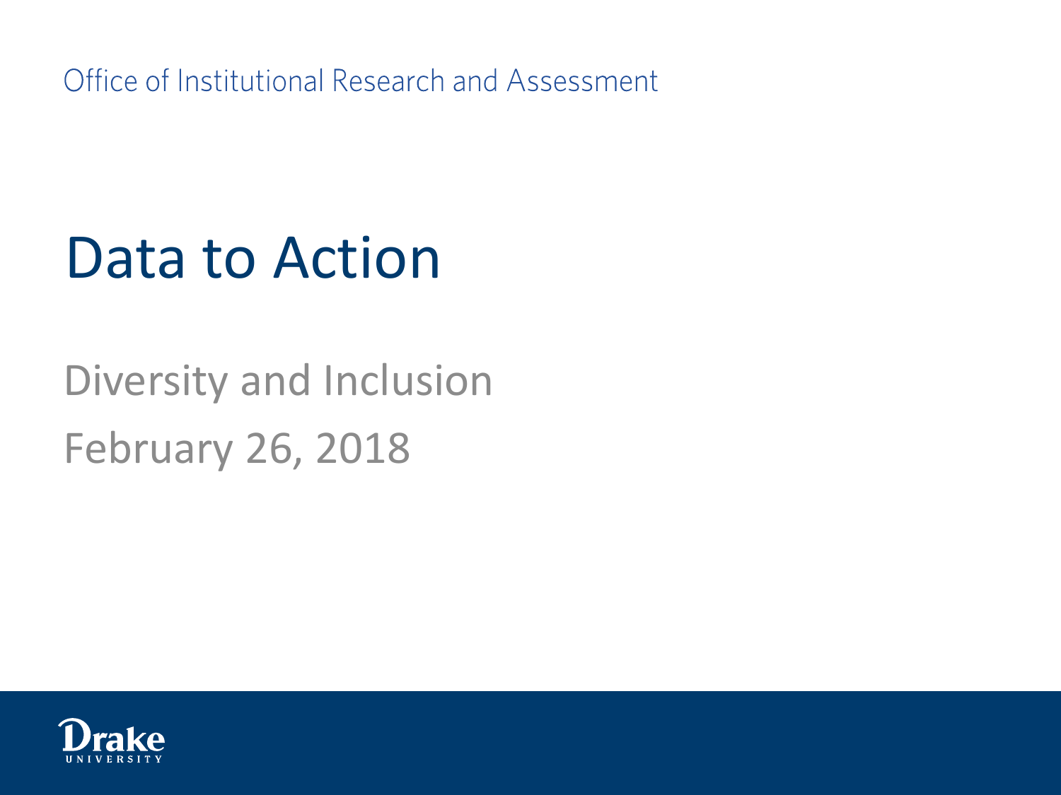Office of Institutional Research and Assessment

# Data to Action

Diversity and Inclusion

February 26, 2018

Drake University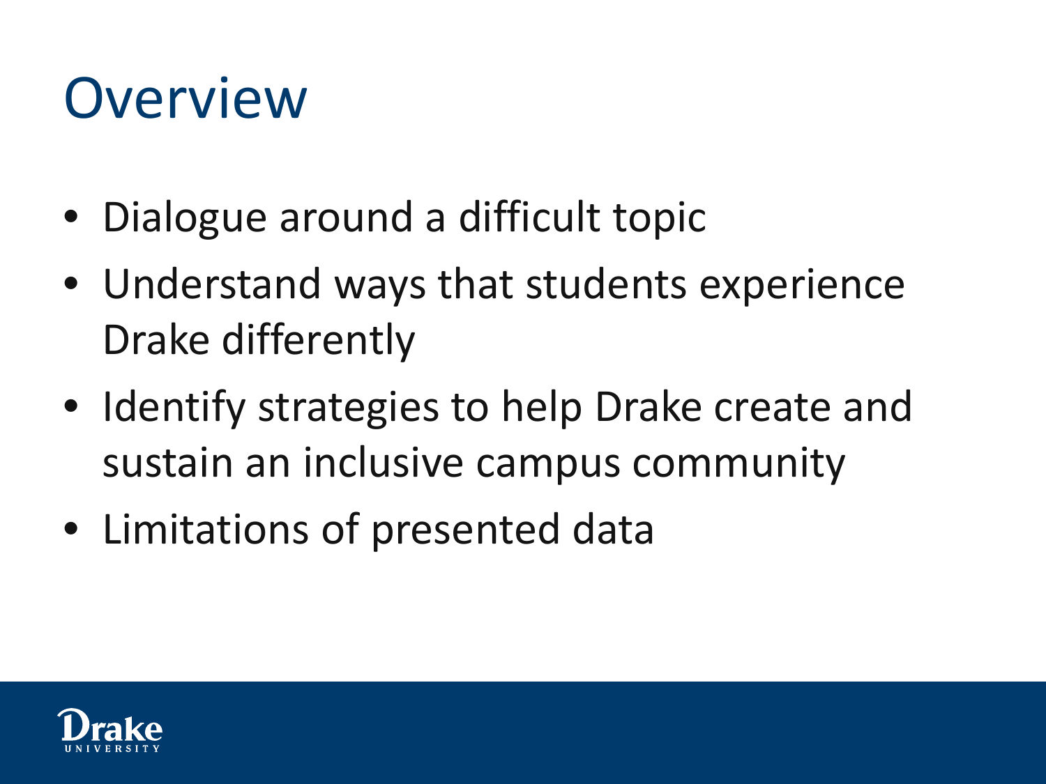# Overview

- Dialogue around a difficult topic
- Understand ways that students experience Drake differently
- Identify strategies to help Drake create and sustain an inclusive campus community
- Limitations of presented data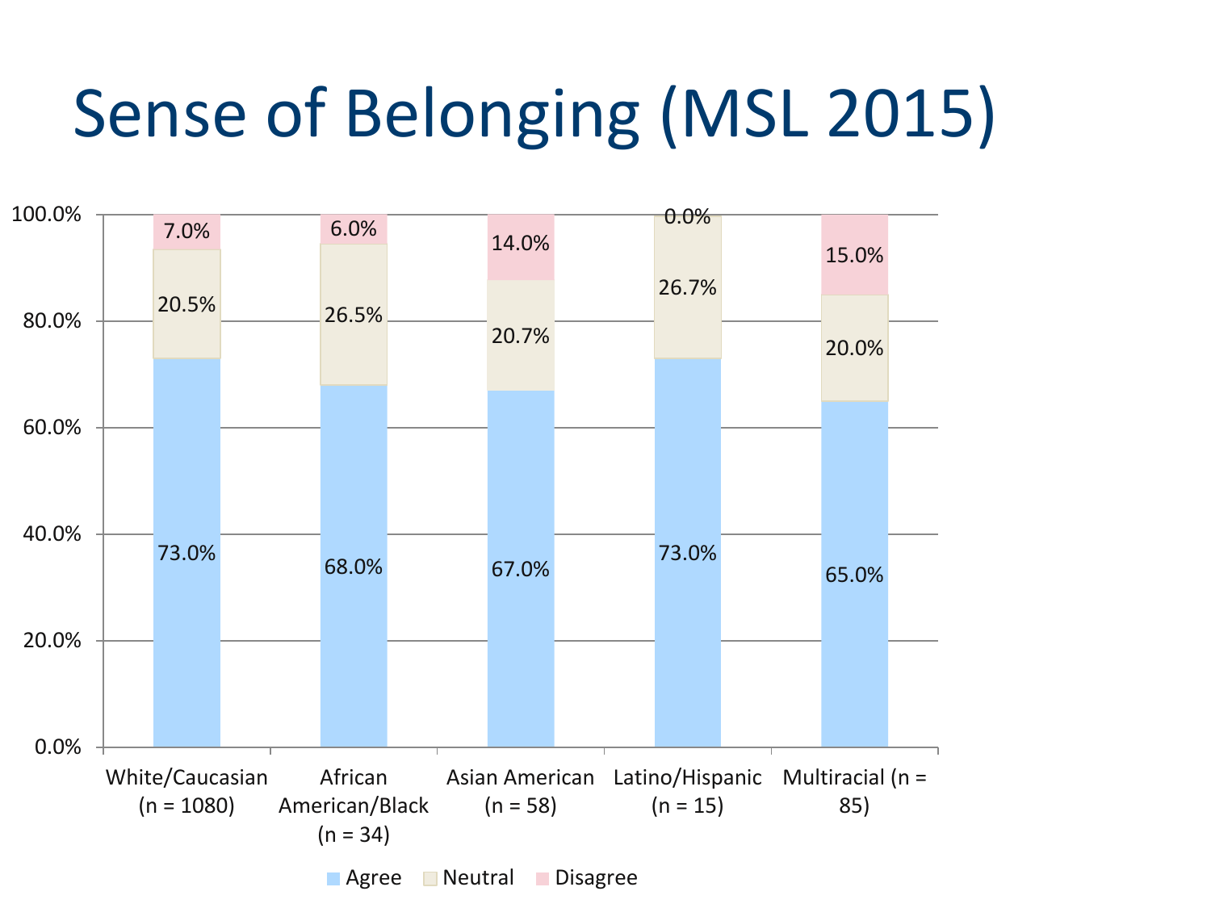# Sense of Belonging (MSL 2015)

| | White/Caucasian (n = 1080) | African American/Black (n = 34) | Asian American (n = 58) | Latino/Hispanic (n = 15) | Multiracial (n = 85) |
|---|---|---|---|---|---|
| Agree | 73.0% | 68.0% | 67.0% | 73.0% | 65.0% |
| Neutral | 20.5% | 26.5% | 20.7% | 26.7% | 20.0% |
| Disagree | 7.0% | 6.0% | 14.0% | 0.0% | 15.0% |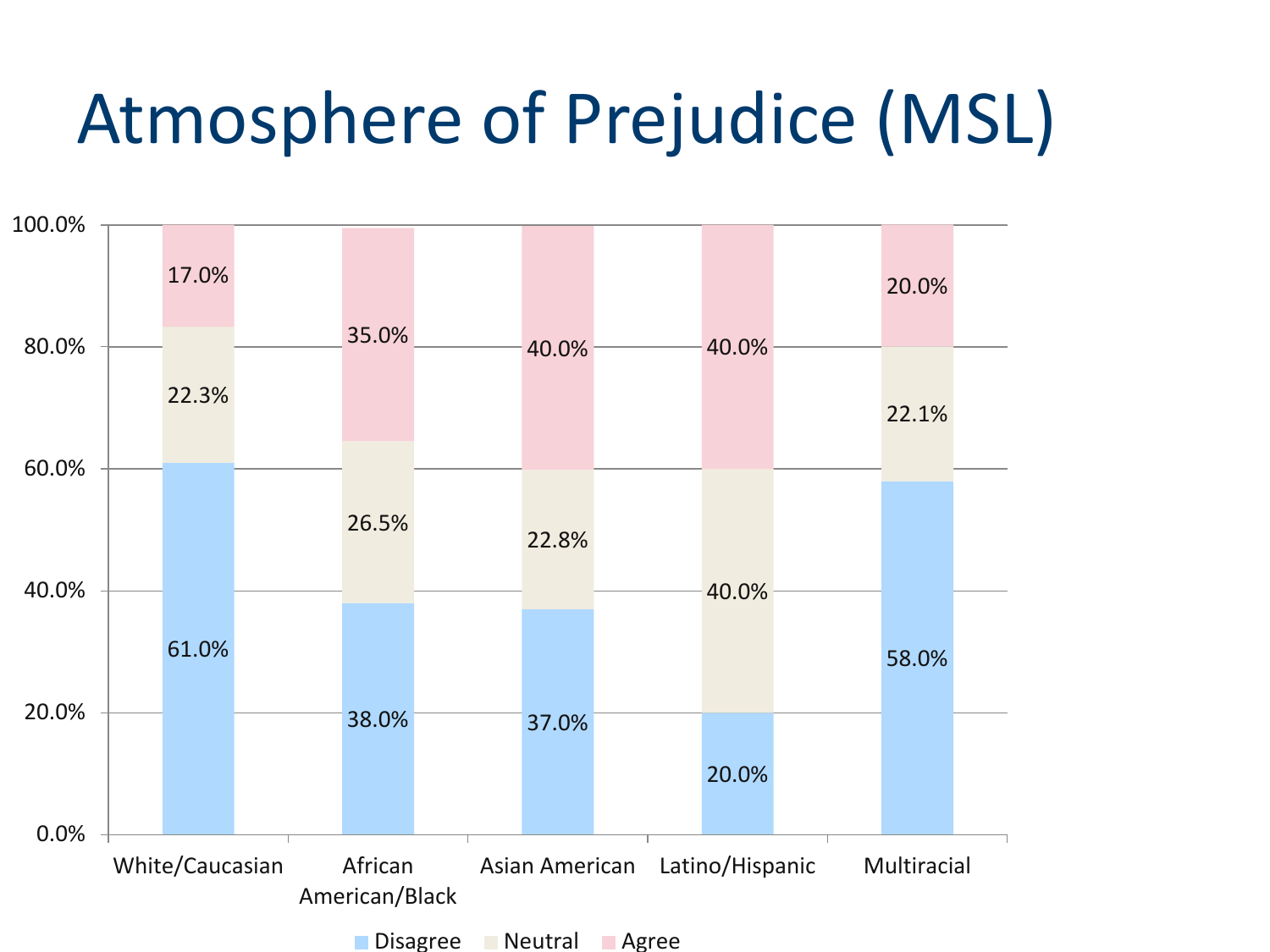# Atmosphere of Prejudice (MSL)

| | White/Caucasian | African American/Black | Asian American | Latino/Hispanic | Multiracial |
|---|---|---|---|---|---|
| Disagree | 61.0% | 38.0% | 37.0% | 20.0% | 58.0% |
| Neutral | 22.3% | 26.5% | 22.8% | 40.0% | 22.1% |
| Agree | 17.0% | 35.0% | 40.0% | 40.0% | 20.0% |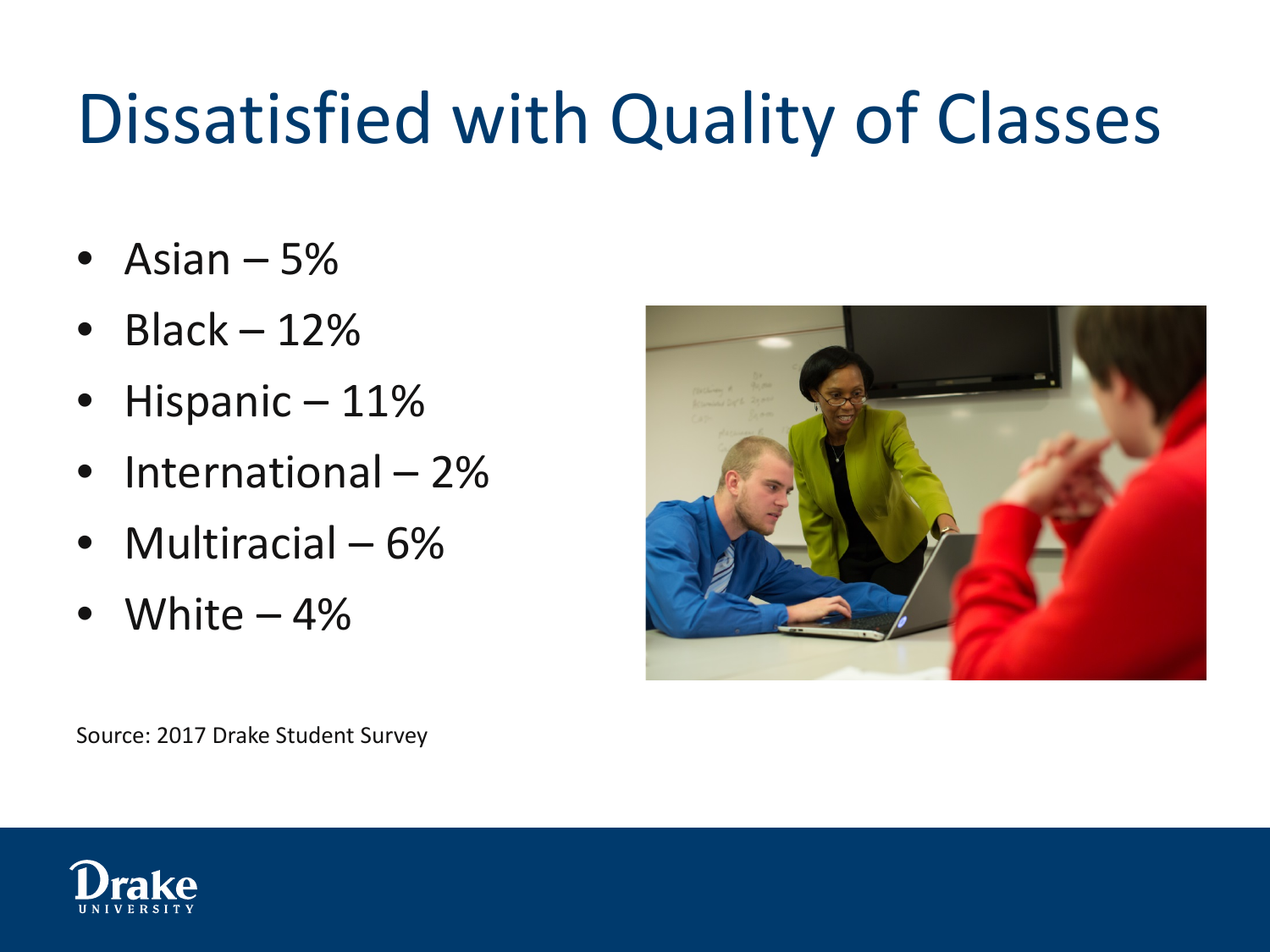# Dissatisfied with Quality of Classes

- Asian – 5%
- Black – 12%
- Hispanic – 11%
- International – 2%
- Multiracial – 6%
- White – 4%

Source: 2017 Drake Student Survey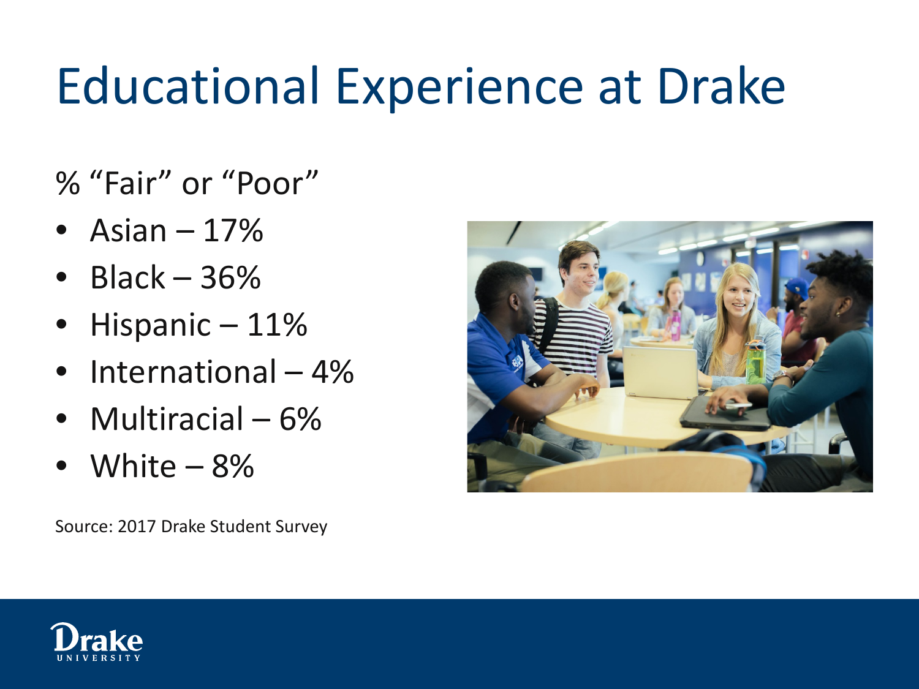# Educational Experience at Drake

% "Fair" or "Poor"

- Asian – 17%
- Black – 36%
- Hispanic – 11%
- International – 4%
- Multiracial – 6%
- White – 8%

Source: 2017 Drake Student Survey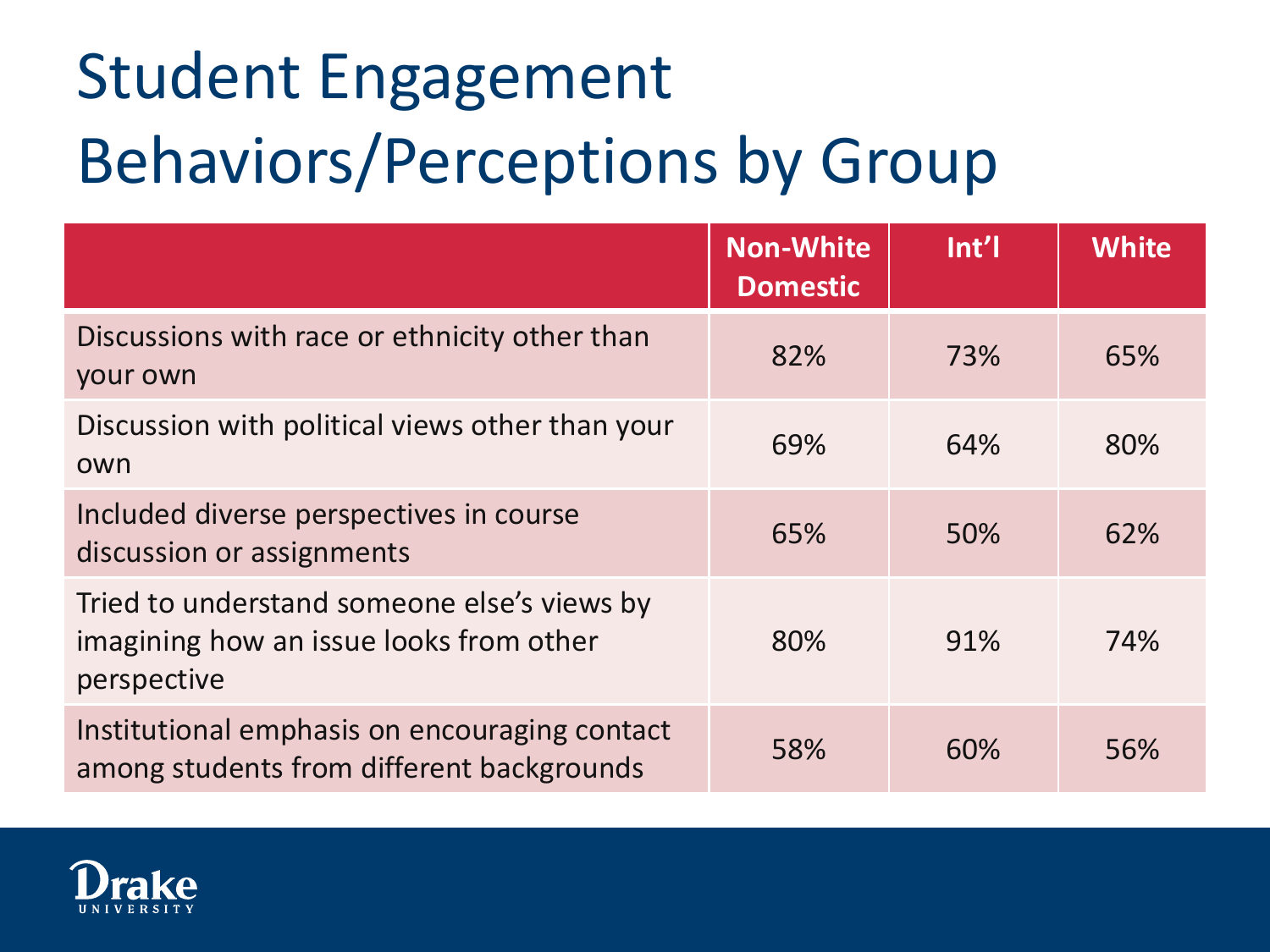# Student Engagement Behaviors/Perceptions by Group

| | Non-White Domestic | Int'l | White |
|---|---|---|---|
| Discussions with race or ethnicity other than your own | 82% | 73% | 65% |
| Discussion with political views other than your own | 69% | 64% | 80% |
| Included diverse perspectives in course discussion or assignments | 65% | 50% | 62% |
| Tried to understand someone else's views by imagining how an issue looks from other perspective | 80% | 91% | 74% |
| Institutional emphasis on encouraging contact among students from different backgrounds | 58% | 60% | 56% |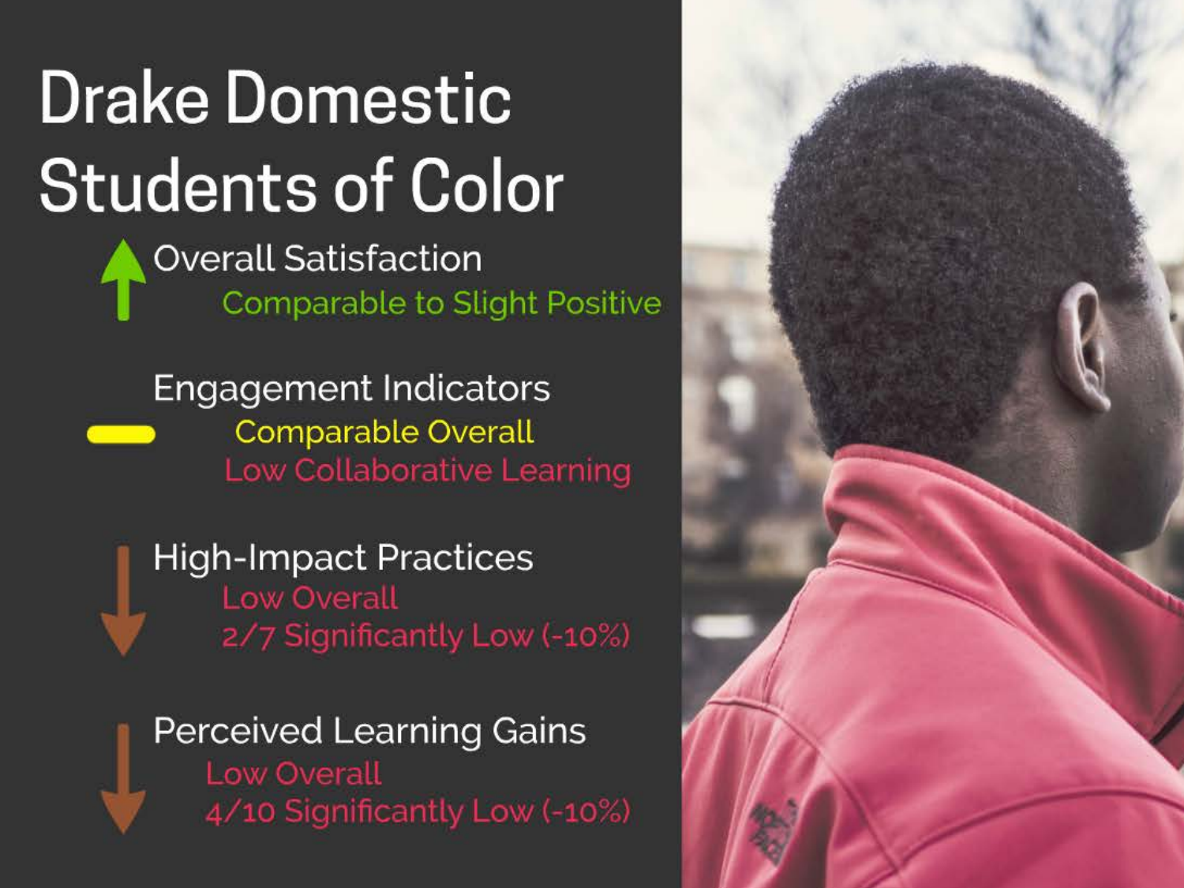# Drake Domestic Students of Color

**Overall Satisfaction**
Comparable to Slight Positive

**Engagement Indicators**
Comparable Overall
Low Collaborative Learning

**High-Impact Practices**
Low Overall
2/7 Significantly Low (-10%)

**Perceived Learning Gains**
Low Overall
4/10 Significantly Low (-10%)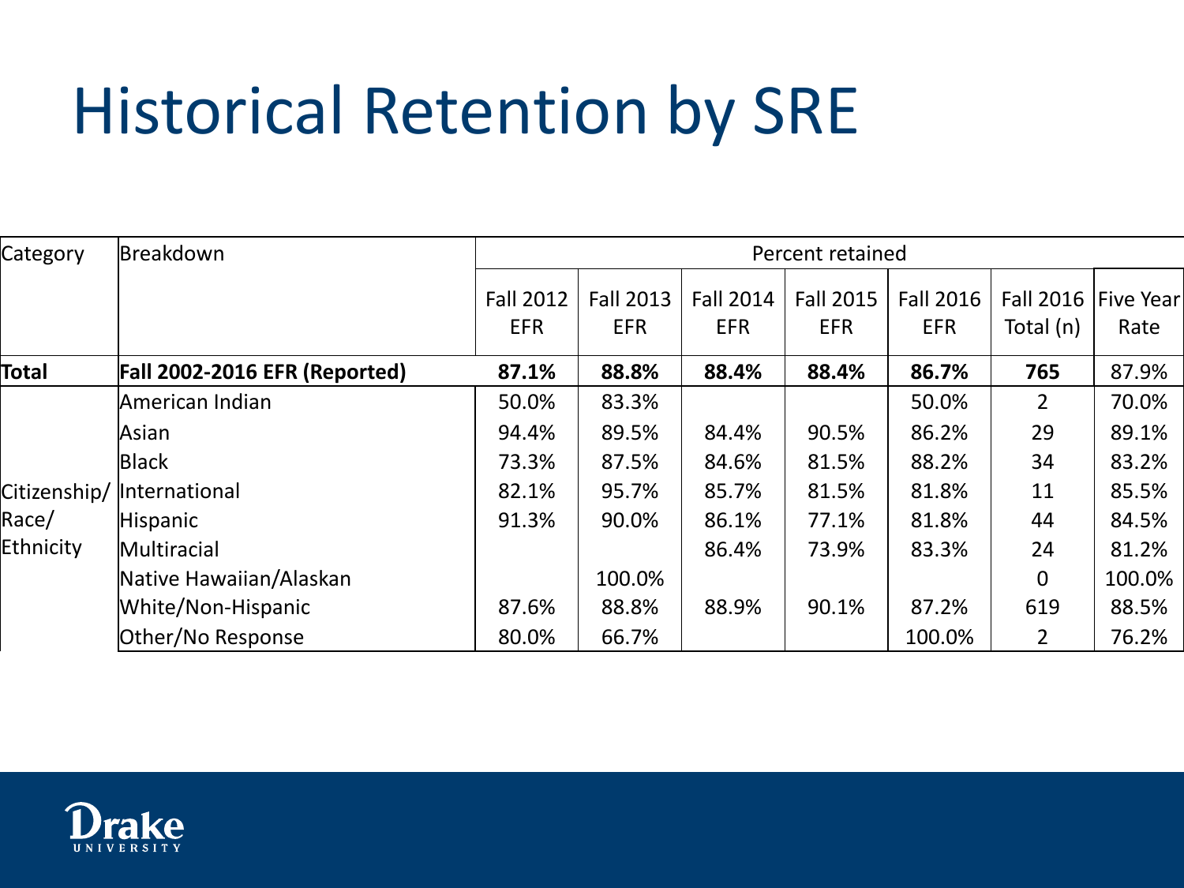# Historical Retention by SRE

| Category | Breakdown | Percent retained | | | | | | |
|---|---|---|---|---|---|---|---|---|
| | | Fall 2012 EFR | Fall 2013 EFR | Fall 2014 EFR | Fall 2015 EFR | Fall 2016 EFR | Fall 2016 Total (n) | Five Year Rate |
| **Total** | **Fall 2002-2016 EFR (Reported)** | **87.1%** | **88.8%** | **88.4%** | **88.4%** | **86.7%** | **765** | 87.9% |
| Citizenship/ Race/ Ethnicity | American Indian | 50.0% | 83.3% | | | 50.0% | 2 | 70.0% |
| | Asian | 94.4% | 89.5% | 84.4% | 90.5% | 86.2% | 29 | 89.1% |
| | Black | 73.3% | 87.5% | 84.6% | 81.5% | 88.2% | 34 | 83.2% |
| | International | 82.1% | 95.7% | 85.7% | 81.5% | 81.8% | 11 | 85.5% |
| | Hispanic | 91.3% | 90.0% | 86.1% | 77.1% | 81.8% | 44 | 84.5% |
| | Multiracial | | | 86.4% | 73.9% | 83.3% | 24 | 81.2% |
| | Native Hawaiian/Alaskan | | 100.0% | | | | 0 | 100.0% |
| | White/Non-Hispanic | 87.6% | 88.8% | 88.9% | 90.1% | 87.2% | 619 | 88.5% |
| | Other/No Response | 80.0% | 66.7% | | | 100.0% | 2 | 76.2% |